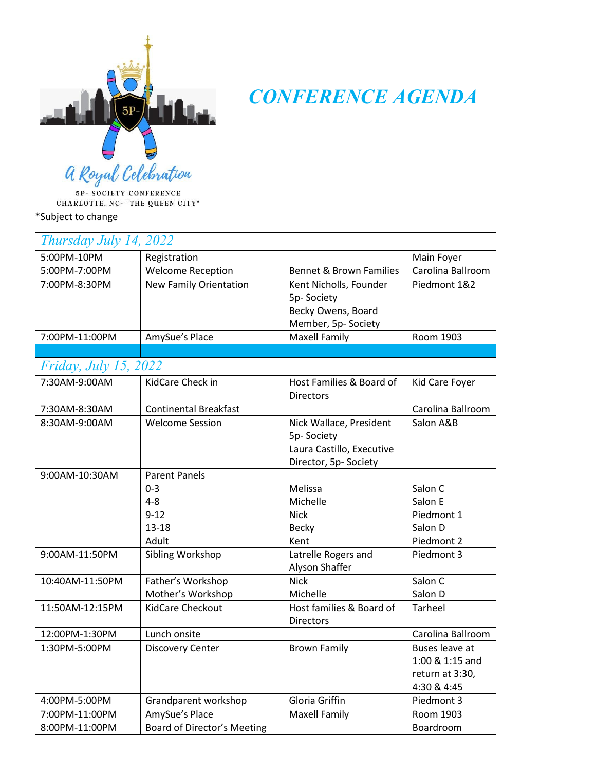A Royal Celebration

5P- SOCIETY CONFERENCE
CHARLOTTE, NC- "THE QUEEN CITY"

# *CONFERENCE AGENDA*

*Subject to change

| *Thursday July 14, 2022* | | | |
|---|---|---|---|
| 5:00PM-10PM | Registration | | Main Foyer |
| 5:00PM-7:00PM | Welcome Reception | Bennet & Brown Families | Carolina Ballroom |
| 7:00PM-8:30PM | New Family Orientation | Kent Nicholls, Founder 5p- Society<br>Becky Owens, Board Member, 5p- Society | Piedmont 1&2 |
| 7:00PM-11:00PM | AmySue's Place | Maxell Family | Room 1903 |
| | | | |
| *Friday, July 15, 2022* | | | |
| 7:30AM-9:00AM | KidCare Check in | Host Families & Board of Directors | Kid Care Foyer |
| 7:30AM-8:30AM | Continental Breakfast | | Carolina Ballroom |
| 8:30AM-9:00AM | Welcome Session | Nick Wallace, President 5p- Society<br>Laura Castillo, Executive Director, 5p- Society | Salon A&B |
| 9:00AM-10:30AM | Parent Panels<br>0-3<br>4-8<br>9-12<br>13-18<br>Adult | <br>Melissa<br>Michelle<br>Nick<br>Becky<br>Kent | <br>Salon C<br>Salon E<br>Piedmont 1<br>Salon D<br>Piedmont 2 |
| 9:00AM-11:50PM | Sibling Workshop | Latrelle Rogers and Alyson Shaffer | Piedmont 3 |
| 10:40AM-11:50PM | Father's Workshop<br>Mother's Workshop | Nick<br>Michelle | Salon C<br>Salon D |
| 11:50AM-12:15PM | KidCare Checkout | Host families & Board of Directors | Tarheel |
| 12:00PM-1:30PM | Lunch onsite | | Carolina Ballroom |
| 1:30PM-5:00PM | Discovery Center | Brown Family | Buses leave at 1:00 & 1:15 and return at 3:30, 4:30 & 4:45 |
| 4:00PM-5:00PM | Grandparent workshop | Gloria Griffin | Piedmont 3 |
| 7:00PM-11:00PM | AmySue's Place | Maxell Family | Room 1903 |
| 8:00PM-11:00PM | Board of Director's Meeting | | Boardroom |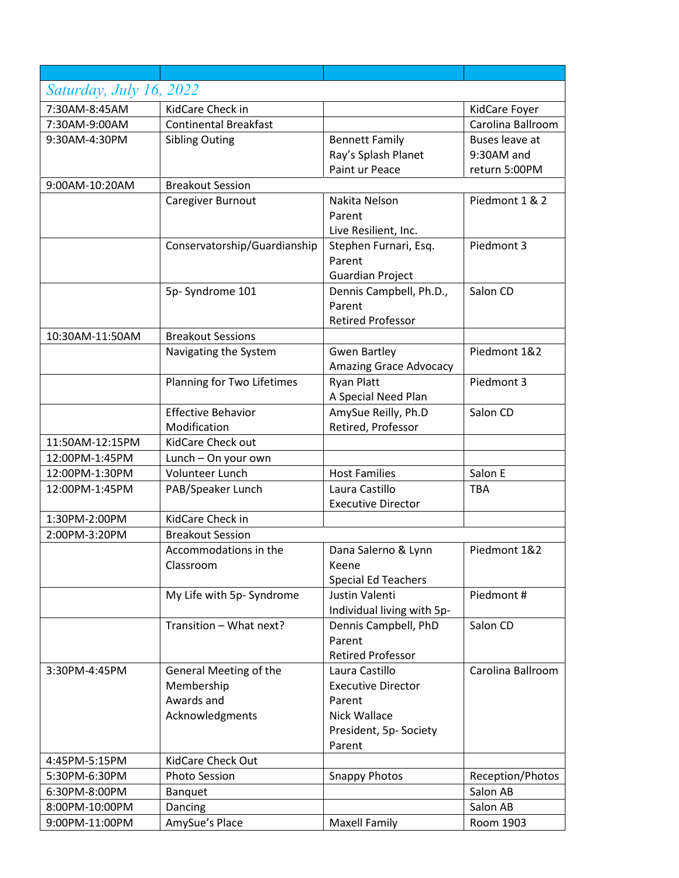| | | | |
|---|---|---|---|
| *Saturday, July 16, 2022* | | | |
| 7:30AM-8:45AM | KidCare Check in | | KidCare Foyer |
| 7:30AM-9:00AM | Continental Breakfast | | Carolina Ballroom |
| 9:30AM-4:30PM | Sibling Outing | Bennett Family<br>Ray's Splash Planet<br>Paint ur Peace | Buses leave at 9:30AM and return 5:00PM |
| 9:00AM-10:20AM | Breakout Session | | |
| | Caregiver Burnout | Nakita Nelson<br>Parent<br>Live Resilient, Inc. | Piedmont 1 & 2 |
| | Conservatorship/Guardianship | Stephen Furnari, Esq.<br>Parent<br>Guardian Project | Piedmont 3 |
| | 5p- Syndrome 101 | Dennis Campbell, Ph.D.,<br>Parent<br>Retired Professor | Salon CD |
| 10:30AM-11:50AM | Breakout Sessions | | |
| | Navigating the System | Gwen Bartley<br>Amazing Grace Advocacy | Piedmont 1&2 |
| | Planning for Two Lifetimes | Ryan Platt<br>A Special Need Plan | Piedmont 3 |
| | Effective Behavior Modification | AmySue Reilly, Ph.D<br>Retired, Professor | Salon CD |
| 11:50AM-12:15PM | KidCare Check out | | |
| 12:00PM-1:45PM | Lunch – On your own | | |
| 12:00PM-1:30PM | Volunteer Lunch | Host Families | Salon E |
| 12:00PM-1:45PM | PAB/Speaker Lunch | Laura Castillo<br>Executive Director | TBA |
| 1:30PM-2:00PM | KidCare Check in | | |
| 2:00PM-3:20PM | Breakout Session | | |
| | Accommodations in the Classroom | Dana Salerno & Lynn Keene<br>Special Ed Teachers | Piedmont 1&2 |
| | My Life with 5p- Syndrome | Justin Valenti<br>Individual living with 5p- | Piedmont # |
| | Transition – What next? | Dennis Campbell, PhD<br>Parent<br>Retired Professor | Salon CD |
| 3:30PM-4:45PM | General Meeting of the Membership<br>Awards and Acknowledgments | Laura Castillo<br>Executive Director<br>Parent<br>Nick Wallace<br>President, 5p- Society<br>Parent | Carolina Ballroom |
| 4:45PM-5:15PM | KidCare Check Out | | |
| 5:30PM-6:30PM | Photo Session | Snappy Photos | Reception/Photos |
| 6:30PM-8:00PM | Banquet | | Salon AB |
| 8:00PM-10:00PM | Dancing | | Salon AB |
| 9:00PM-11:00PM | AmySue's Place | Maxell Family | Room 1903 |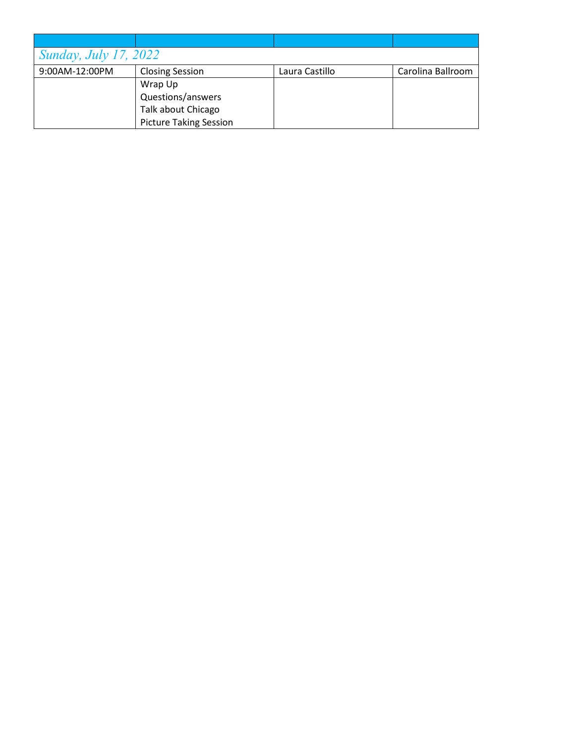| | | | |
|---|---|---|---|
| *Sunday, July 17, 2022* | | | |
| 9:00AM-12:00PM | Closing Session | Laura Castillo | Carolina Ballroom |
| | Wrap Up<br>Questions/answers<br>Talk about Chicago<br>Picture Taking Session | | |